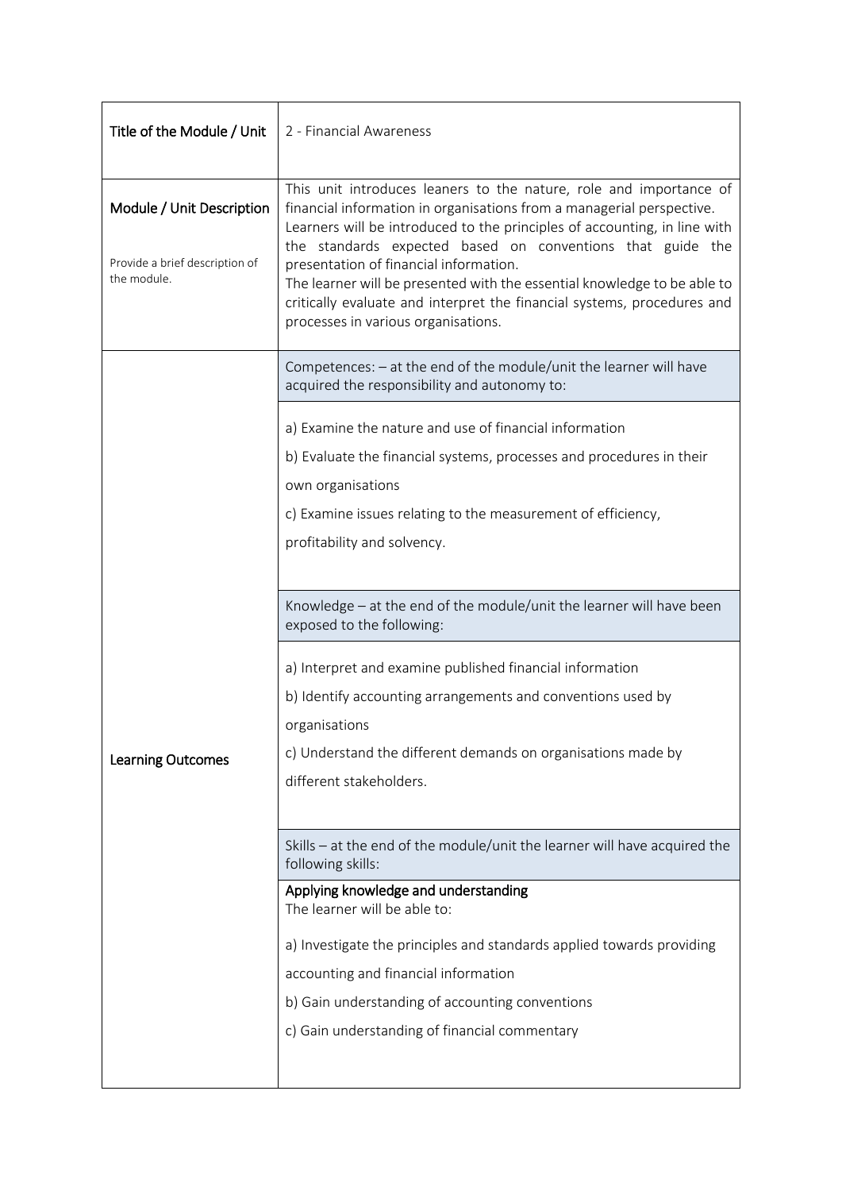| Title of the Module / Unit | 2 - Financial Awareness |
|---|---|
| **Module / Unit Description**<br><br>Provide a brief description of the module. | This unit introduces leaners to the nature, role and importance of financial information in organisations from a managerial perspective. Learners will be introduced to the principles of accounting, in line with the standards expected based on conventions that guide the presentation of financial information.<br>The learner will be presented with the essential knowledge to be able to critically evaluate and interpret the financial systems, procedures and processes in various organisations. |
| **Learning Outcomes** | Competences: – at the end of the module/unit the learner will have acquired the responsibility and autonomy to:<br><br>a) Examine the nature and use of financial information<br>b) Evaluate the financial systems, processes and procedures in their own organisations<br>c) Examine issues relating to the measurement of efficiency, profitability and solvency.<br><br>Knowledge – at the end of the module/unit the learner will have been exposed to the following:<br><br>a) Interpret and examine published financial information<br>b) Identify accounting arrangements and conventions used by organisations<br>c) Understand the different demands on organisations made by different stakeholders.<br><br>Skills – at the end of the module/unit the learner will have acquired the following skills:<br><br>Applying knowledge and understanding<br>The learner will be able to:<br><br>a) Investigate the principles and standards applied towards providing accounting and financial information<br>b) Gain understanding of accounting conventions<br>c) Gain understanding of financial commentary |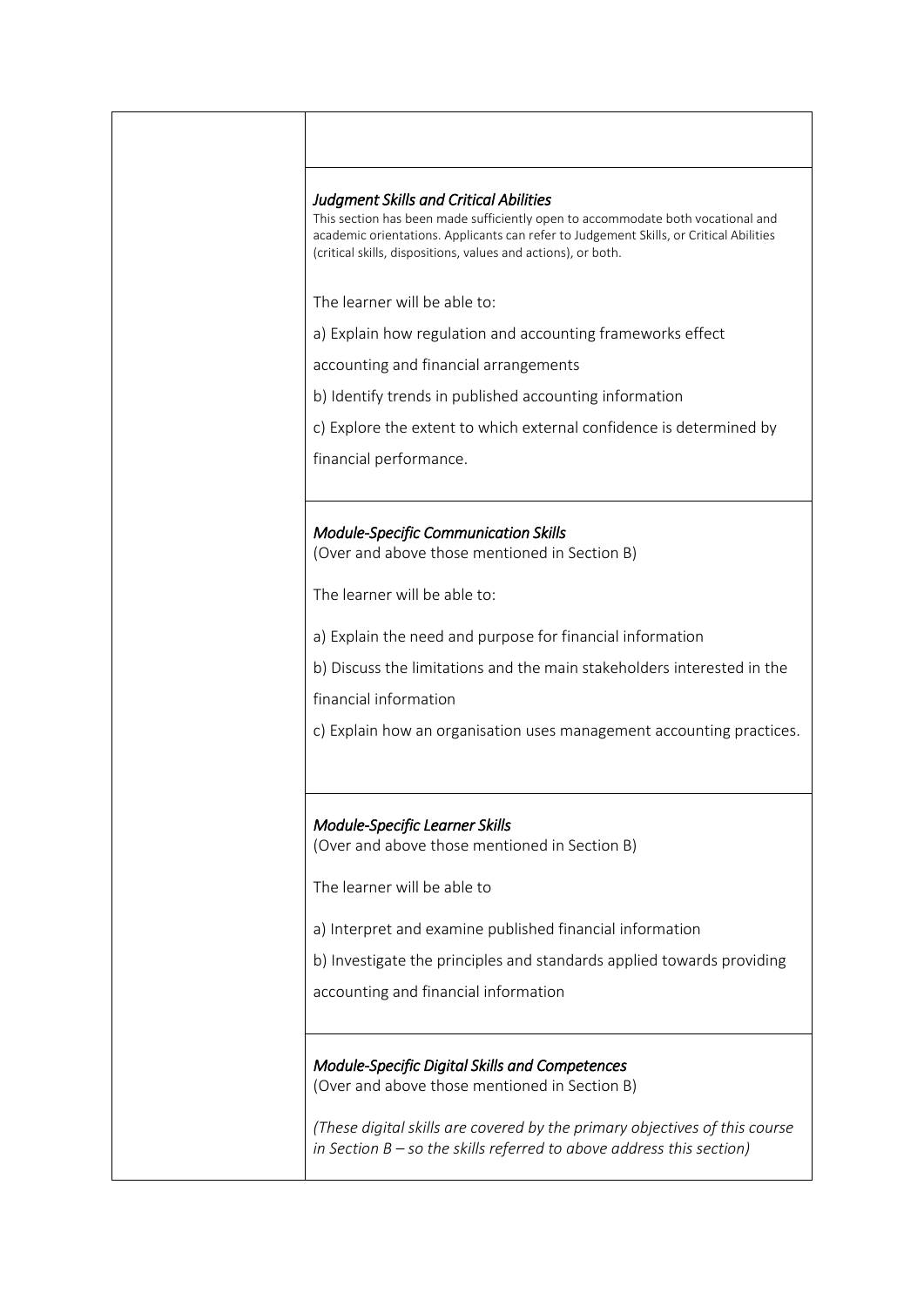*Judgment Skills and Critical Abilities*

This section has been made sufficiently open to accommodate both vocational and academic orientations. Applicants can refer to Judgement Skills, or Critical Abilities (critical skills, dispositions, values and actions), or both.

The learner will be able to:

a) Explain how regulation and accounting frameworks effect accounting and financial arrangements

b) Identify trends in published accounting information

c) Explore the extent to which external confidence is determined by financial performance.

*Module-Specific Communication Skills*

(Over and above those mentioned in Section B)

The learner will be able to:

a) Explain the need and purpose for financial information

b) Discuss the limitations and the main stakeholders interested in the financial information

c) Explain how an organisation uses management accounting practices.

*Module-Specific Learner Skills*

(Over and above those mentioned in Section B)

The learner will be able to

a) Interpret and examine published financial information

b) Investigate the principles and standards applied towards providing accounting and financial information

*Module-Specific Digital Skills and Competences*

(Over and above those mentioned in Section B)

*(These digital skills are covered by the primary objectives of this course in Section B – so the skills referred to above address this section)*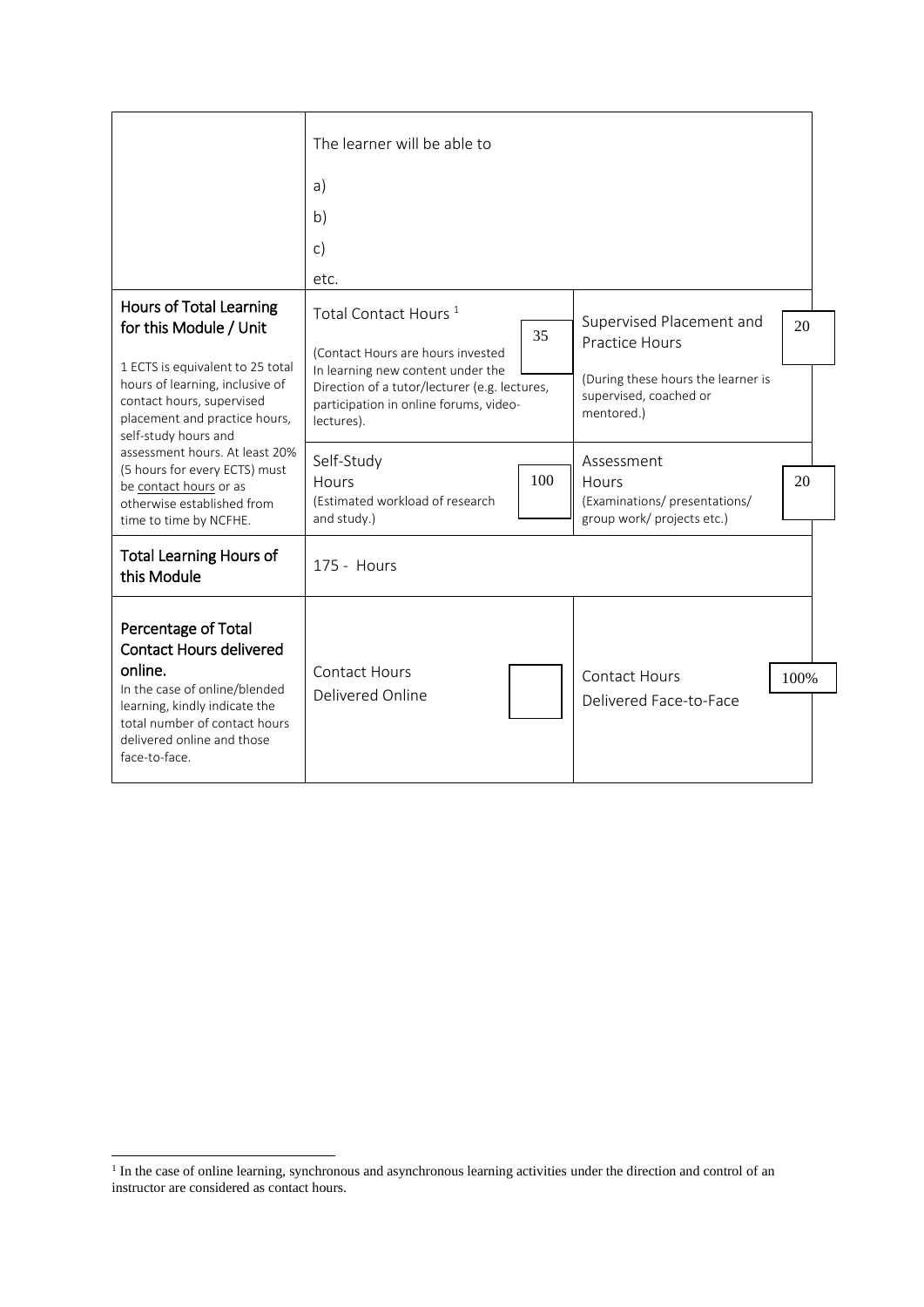| | | | | |
|---|---|---|---|---|
| | The learner will be able to<br><br>a)<br>b)<br>c)<br>etc. | | | |
| **Hours of Total Learning for this Module / Unit**<br><br>1 ECTS is equivalent to 25 total hours of learning, inclusive of contact hours, supervised placement and practice hours, self-study hours and assessment hours. At least 20% (5 hours for every ECTS) must be contact hours or as otherwise established from time to time by NCFHE. | Total Contact Hours [1]<br><br>(Contact Hours are hours invested In learning new content under the Direction of a tutor/lecturer (e.g. lectures, participation in online forums, video-lectures). | 35 | Supervised Placement and Practice Hours<br><br>(During these hours the learner is supervised, coached or mentored.) | 20 |
| | Self-Study Hours<br>(Estimated workload of research and study.) | 100 | Assessment Hours<br>(Examinations/ presentations/ group work/ projects etc.) | 20 |
| **Total Learning Hours of this Module** | 175 - Hours | | | |
| **Percentage of Total Contact Hours delivered online.**<br>In the case of online/blended learning, kindly indicate the total number of contact hours delivered online and those face-to-face. | Contact Hours Delivered Online | | Contact Hours Delivered Face-to-Face | 100% |

[1] In the case of online learning, synchronous and asynchronous learning activities under the direction and control of an instructor are considered as contact hours.